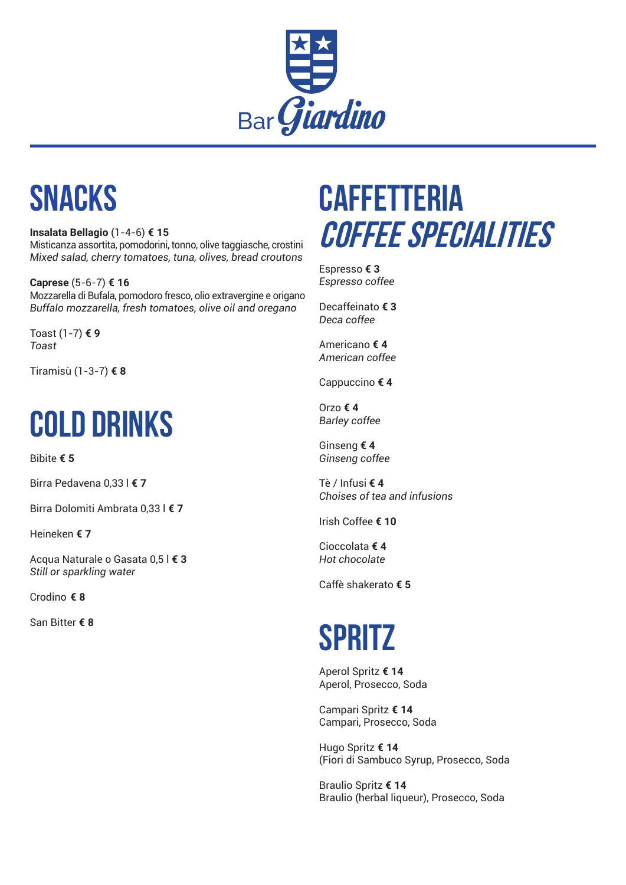# Bar Giardino

## SNACKS

**Insalata Bellagio** (1-4-6) **€ 15**
Misticanza assortita, pomodorini, tonno, olive taggiasche, crostini
*Mixed salad, cherry tomatoes, tuna, olives, bread croutons*

**Caprese** (5-6-7) **€ 16**
Mozzarella di Bufala, pomodoro fresco, olio extravergine e origano
*Buffalo mozzarella, fresh tomatoes, olive oil and oregano*

Toast (1-7) **€ 9**
*Toast*

Tiramisù (1-3-7) **€ 8**

## COLD DRINKS

Bibite **€ 5**

Birra Pedavena 0,33 l **€ 7**

Birra Dolomiti Ambrata 0,33 l **€ 7**

Heineken **€ 7**

Acqua Naturale o Gasata 0,5 l **€ 3**
*Still or sparkling water*

Crodino **€ 8**

San Bitter **€ 8**

## CAFFETTERIA *COFFEE SPECIALITIES*

Espresso **€ 3**
*Espresso coffee*

Decaffeinato **€ 3**
*Deca coffee*

Americano **€ 4**
*American coffee*

Cappuccino **€ 4**

Orzo **€ 4**
*Barley coffee*

Ginseng **€ 4**
*Ginseng coffee*

Tè / Infusi **€ 4**
*Choises of tea and infusions*

Irish Coffee **€ 10**

Cioccolata **€ 4**
*Hot chocolate*

Caffè shakerato **€ 5**

## SPRITZ

Aperol Spritz **€ 14**
Aperol, Prosecco, Soda

Campari Spritz **€ 14**
Campari, Prosecco, Soda

Hugo Spritz **€ 14**
(Fiori di Sambuco Syrup, Prosecco, Soda

Braulio Spritz **€ 14**
Braulio (herbal liqueur), Prosecco, Soda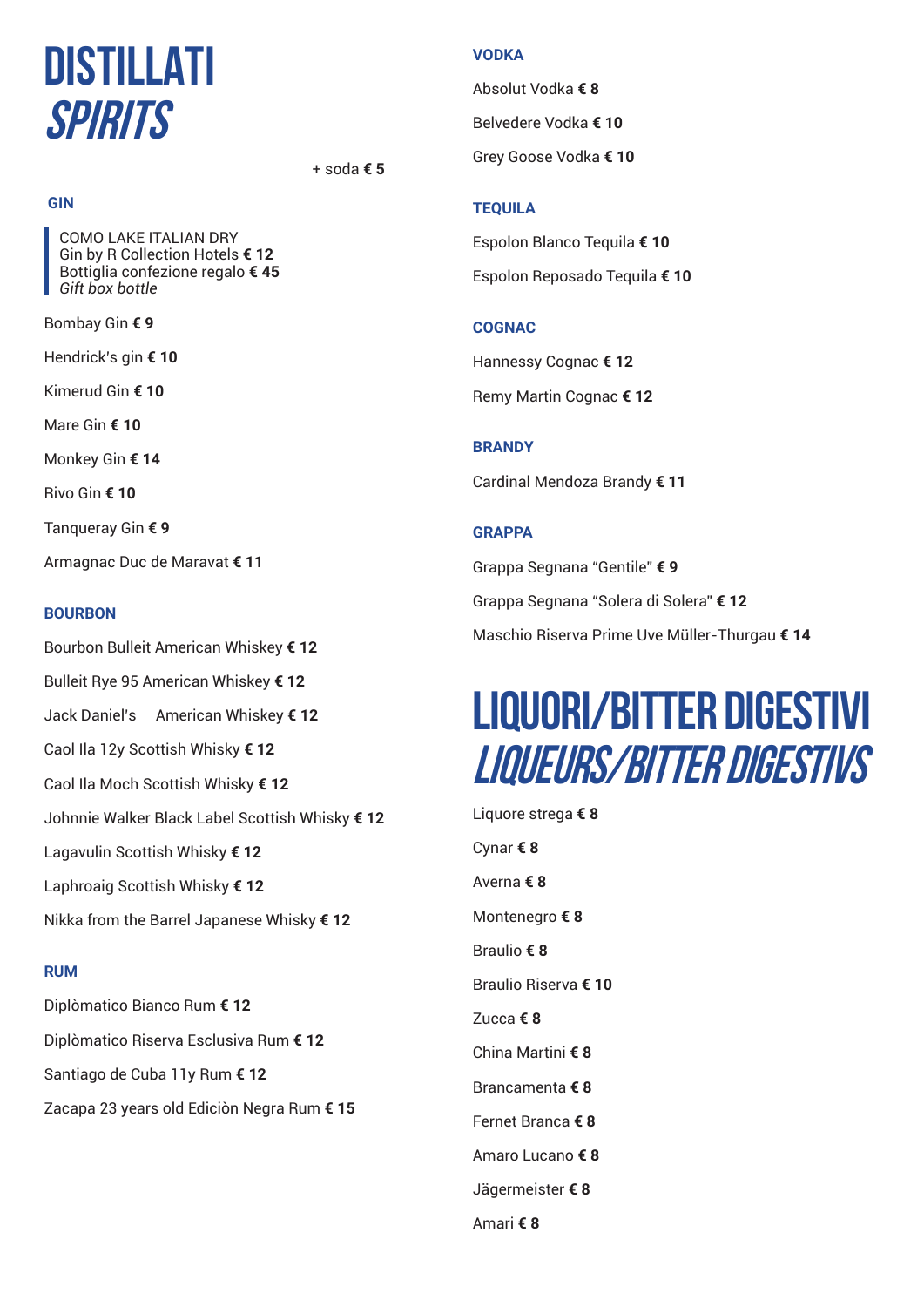# DISTILLATI
# *SPIRITS*

\+ soda **€ 5**

### GIN

COMO LAKE ITALIAN DRY
Gin by R Collection Hotels **€ 12**
Bottiglia confezione regalo **€ 45**
*Gift box bottle*

Bombay Gin **€ 9**

Hendrick's gin **€ 10**

Kimerud Gin **€ 10**

Mare Gin **€ 10**

Monkey Gin **€ 14**

Rivo Gin **€ 10**

Tanqueray Gin **€ 9**

Armagnac Duc de Maravat **€ 11**

### BOURBON

Bourbon Bulleit American Whiskey **€ 12**

Bulleit Rye 95 American Whiskey **€ 12**

Jack Daniel's American Whiskey **€ 12**

Caol Ila 12y Scottish Whisky **€ 12**

Caol Ila Moch Scottish Whisky **€ 12**

Johnnie Walker Black Label Scottish Whisky **€ 12**

Lagavulin Scottish Whisky **€ 12**

Laphroaig Scottish Whisky **€ 12**

Nikka from the Barrel Japanese Whisky **€ 12**

### RUM

Diplòmatico Bianco Rum **€ 12**

Diplòmatico Riserva Esclusiva Rum **€ 12**

Santiago de Cuba 11y Rum **€ 12**

Zacapa 23 years old Ediciòn Negra Rum **€ 15**

### VODKA

Absolut Vodka **€ 8**

Belvedere Vodka **€ 10**

Grey Goose Vodka **€ 10**

### TEQUILA

Espolon Blanco Tequila **€ 10**

Espolon Reposado Tequila **€ 10**

### COGNAC

Hannessy Cognac **€ 12**

Remy Martin Cognac **€ 12**

### BRANDY

Cardinal Mendoza Brandy **€ 11**

### GRAPPA

Grappa Segnana "Gentile" **€ 9**

Grappa Segnana "Solera di Solera" **€ 12**

Maschio Riserva Prime Uve Müller-Thurgau **€ 14**

# LIQUORI/BITTER DIGESTIVI
# *LIQUEURS/BITTER DIGESTIVS*

Liquore strega **€ 8**

Cynar **€ 8**

Averna **€ 8**

Montenegro **€ 8**

Braulio **€ 8**

Braulio Riserva **€ 10**

Zucca **€ 8**

China Martini **€ 8**

Brancamenta **€ 8**

Fernet Branca **€ 8**

Amaro Lucano **€ 8**

Jägermeister **€ 8**

Amari **€ 8**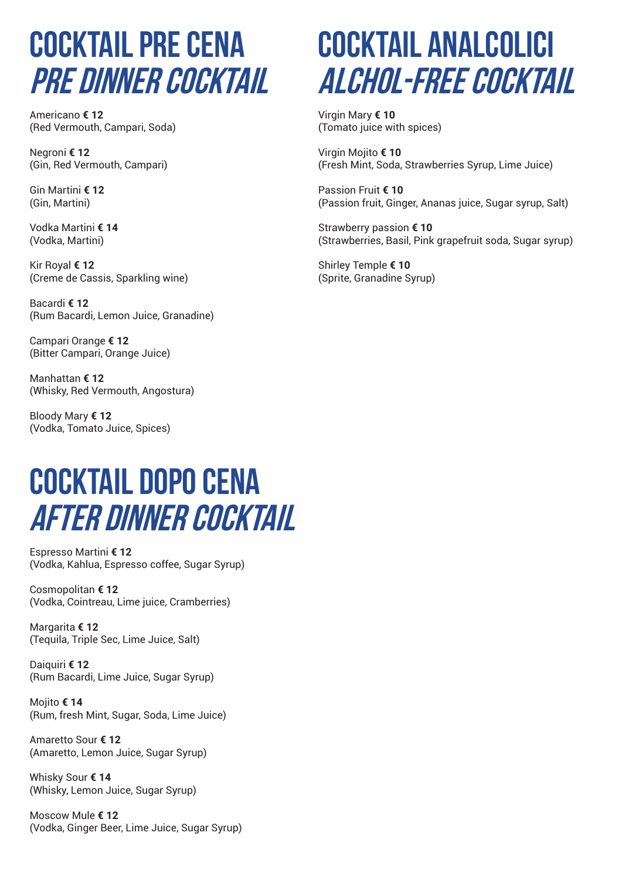# COCKTAIL PRE CENA
# *PRE DINNER COCKTAIL*

Americano **€ 12**
(Red Vermouth, Campari, Soda)

Negroni **€ 12**
(Gin, Red Vermouth, Campari)

Gin Martini **€ 12**
(Gin, Martini)

Vodka Martini **€ 14**
(Vodka, Martini)

Kir Royal **€ 12**
(Creme de Cassis, Sparkling wine)

Bacardi **€ 12**
(Rum Bacardi, Lemon Juice, Granadine)

Campari Orange **€ 12**
(Bitter Campari, Orange Juice)

Manhattan **€ 12**
(Whisky, Red Vermouth, Angostura)

Bloody Mary **€ 12**
(Vodka, Tomato Juice, Spices)

# COCKTAIL DOPO CENA
# *AFTER DINNER COCKTAIL*

Espresso Martini **€ 12**
(Vodka, Kahlua, Espresso coffee, Sugar Syrup)

Cosmopolitan **€ 12**
(Vodka, Cointreau, Lime juice, Cramberries)

Margarita **€ 12**
(Tequila, Triple Sec, Lime Juice, Salt)

Daiquiri **€ 12**
(Rum Bacardi, Lime Juice, Sugar Syrup)

Mojito **€ 14**
(Rum, fresh Mint, Sugar, Soda, Lime Juice)

Amaretto Sour **€ 12**
(Amaretto, Lemon Juice, Sugar Syrup)

Whisky Sour **€ 14**
(Whisky, Lemon Juice, Sugar Syrup)

Moscow Mule **€ 12**
(Vodka, Ginger Beer, Lime Juice, Sugar Syrup)

# COCKTAIL ANALCOLICI
# *ALCHOL-FREE COCKTAIL*

Virgin Mary **€ 10**
(Tomato juice with spices)

Virgin Mojito **€ 10**
(Fresh Mint, Soda, Strawberries Syrup, Lime Juice)

Passion Fruit **€ 10**
(Passion fruit, Ginger, Ananas juice, Sugar syrup, Salt)

Strawberry passion **€ 10**
(Strawberries, Basil, Pink grapefruit soda, Sugar syrup)

Shirley Temple **€ 10**
(Sprite, Granadine Syrup)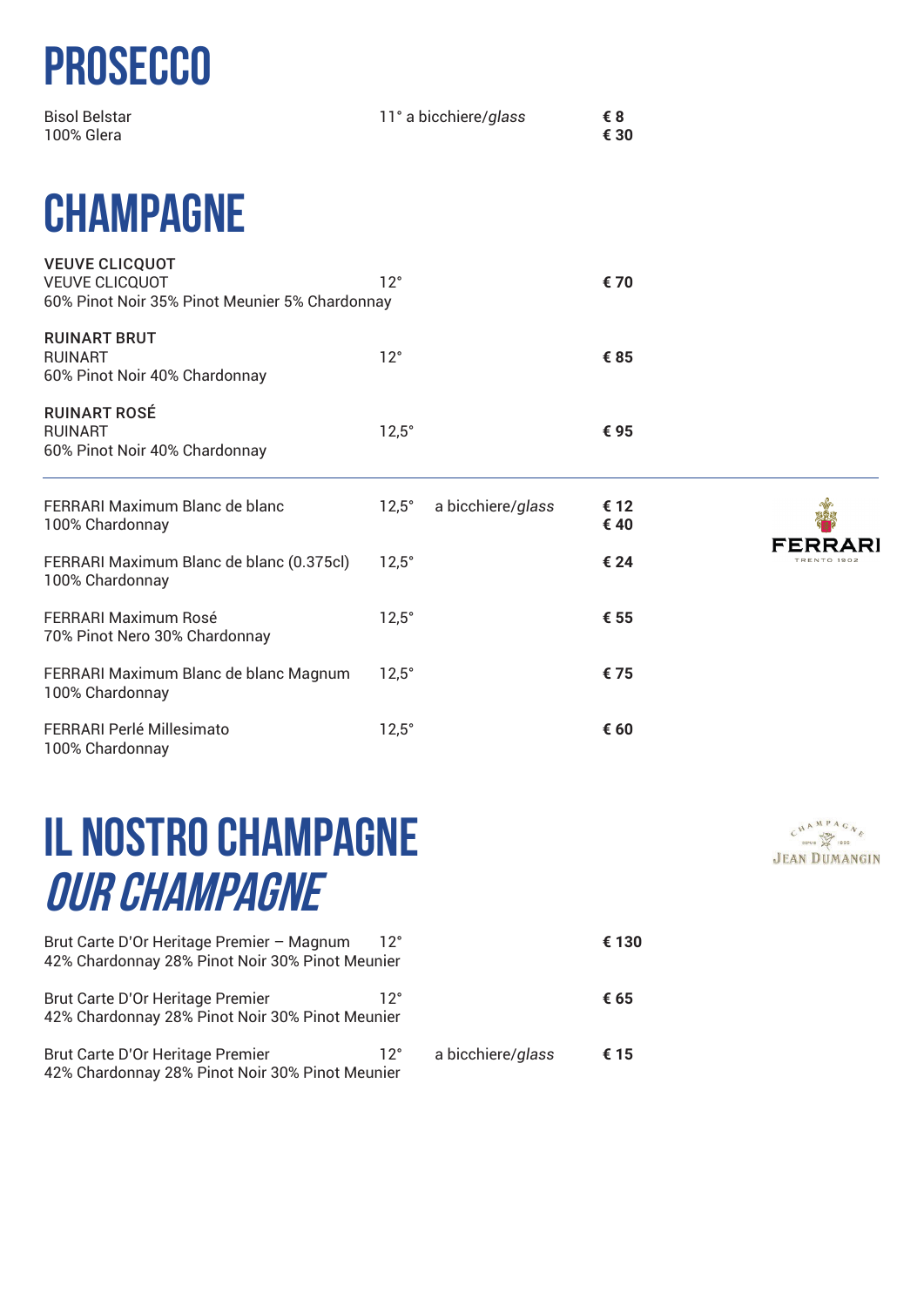# PROSECCO

| | | |
|---|---|---|
| Bisol Belstar<br>100% Glera | 11° a bicchiere/*glass* | **€ 8**<br>**€ 30** |

# CHAMPAGNE

| | | | |
|---|---|---|---|
| **VEUVE CLICQUOT**<br>VEUVE CLICQUOT<br>60% Pinot Noir 35% Pinot Meunier 5% Chardonnay | 12° | | **€ 70** |
| **RUINART BRUT**<br>RUINART<br>60% Pinot Noir 40% Chardonnay | 12° | | **€ 85** |
| **RUINART ROSÉ**<br>RUINART<br>60% Pinot Noir 40% Chardonnay | 12,5° | | **€ 95** |

---

FERRARI
TRENTO 1902

| | | | |
|---|---|---|---|
| FERRARI Maximum Blanc de blanc<br>100% Chardonnay | 12,5° | a bicchiere/*glass* | **€ 12**<br>**€ 40** |
| FERRARI Maximum Blanc de blanc (0.375cl)<br>100% Chardonnay | 12,5° | | **€ 24** |
| FERRARI Maximum Rosé<br>70% Pinot Nero 30% Chardonnay | 12,5° | | **€ 55** |
| FERRARI Maximum Blanc de blanc Magnum<br>100% Chardonnay | 12,5° | | **€ 75** |
| FERRARI Perlé Millesimato<br>100% Chardonnay | 12,5° | | **€ 60** |

# IL NOSTRO CHAMPAGNE
## *OUR CHAMPAGNE*

CHAMPAGNE
JEAN DUMANGIN

| | | | |
|---|---|---|---|
| Brut Carte D'Or Heritage Premier – Magnum<br>42% Chardonnay 28% Pinot Noir 30% Pinot Meunier | 12° | | **€ 130** |
| Brut Carte D'Or Heritage Premier<br>42% Chardonnay 28% Pinot Noir 30% Pinot Meunier | 12° | | **€ 65** |
| Brut Carte D'Or Heritage Premier<br>42% Chardonnay 28% Pinot Noir 30% Pinot Meunier | 12° | a bicchiere/*glass* | **€ 15** |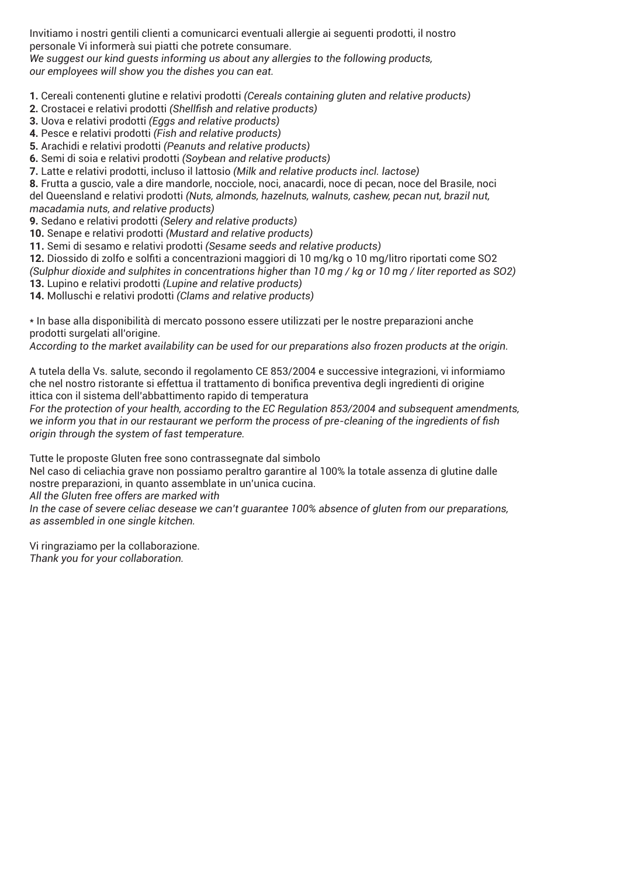Invitiamo i nostri gentili clienti a comunicarci eventuali allergie ai seguenti prodotti, il nostro personale Vi informerà sui piatti che potrete consumare.
*We suggest our kind guests informing us about any allergies to the following products, our employees will show you the dishes you can eat.*

**1.** Cereali contenenti glutine e relativi prodotti *(Cereals containing gluten and relative products)*
**2.** Crostacei e relativi prodotti *(Shellfish and relative products)*
**3.** Uova e relativi prodotti *(Eggs and relative products)*
**4.** Pesce e relativi prodotti *(Fish and relative products)*
**5.** Arachidi e relativi prodotti *(Peanuts and relative products)*
**6.** Semi di soia e relativi prodotti *(Soybean and relative products)*
**7.** Latte e relativi prodotti, incluso il lattosio *(Milk and relative products incl. lactose)*
**8.** Frutta a guscio, vale a dire mandorle, nocciole, noci, anacardi, noce di pecan, noce del Brasile, noci del Queensland e relativi prodotti *(Nuts, almonds, hazelnuts, walnuts, cashew, pecan nut, brazil nut, macadamia nuts, and relative products)*
**9.** Sedano e relativi prodotti *(Selery and relative products)*
**10.** Senape e relativi prodotti *(Mustard and relative products)*
**11.** Semi di sesamo e relativi prodotti *(Sesame seeds and relative products)*
**12.** Diossido di zolfo e solfiti a concentrazioni maggiori di 10 mg/kg o 10 mg/litro riportati come SO2 *(Sulphur dioxide and sulphites in concentrations higher than 10 mg / kg or 10 mg / liter reported as SO2)*
**13.** Lupino e relativi prodotti *(Lupine and relative products)*
**14.** Molluschi e relativi prodotti *(Clams and relative products)*

* In base alla disponibilità di mercato possono essere utilizzati per le nostre preparazioni anche prodotti surgelati all'origine.
*According to the market availability can be used for our preparations also frozen products at the origin.*

A tutela della Vs. salute, secondo il regolamento CE 853/2004 e successive integrazioni, vi informiamo che nel nostro ristorante si effettua il trattamento di bonifica preventiva degli ingredienti di origine ittica con il sistema dell'abbattimento rapido di temperatura
*For the protection of your health, according to the EC Regulation 853/2004 and subsequent amendments, we inform you that in our restaurant we perform the process of pre-cleaning of the ingredients of fish origin through the system of fast temperature.*

Tutte le proposte Gluten free sono contrassegnate dal simbolo
Nel caso di celiachia grave non possiamo peraltro garantire al 100% la totale assenza di glutine dalle nostre preparazioni, in quanto assemblate in un'unica cucina.
*All the Gluten free offers are marked with*
*In the case of severe celiac desease we can't guarantee 100% absence of gluten from our preparations, as assembled in one single kitchen.*

Vi ringraziamo per la collaborazione.
*Thank you for your collaboration.*